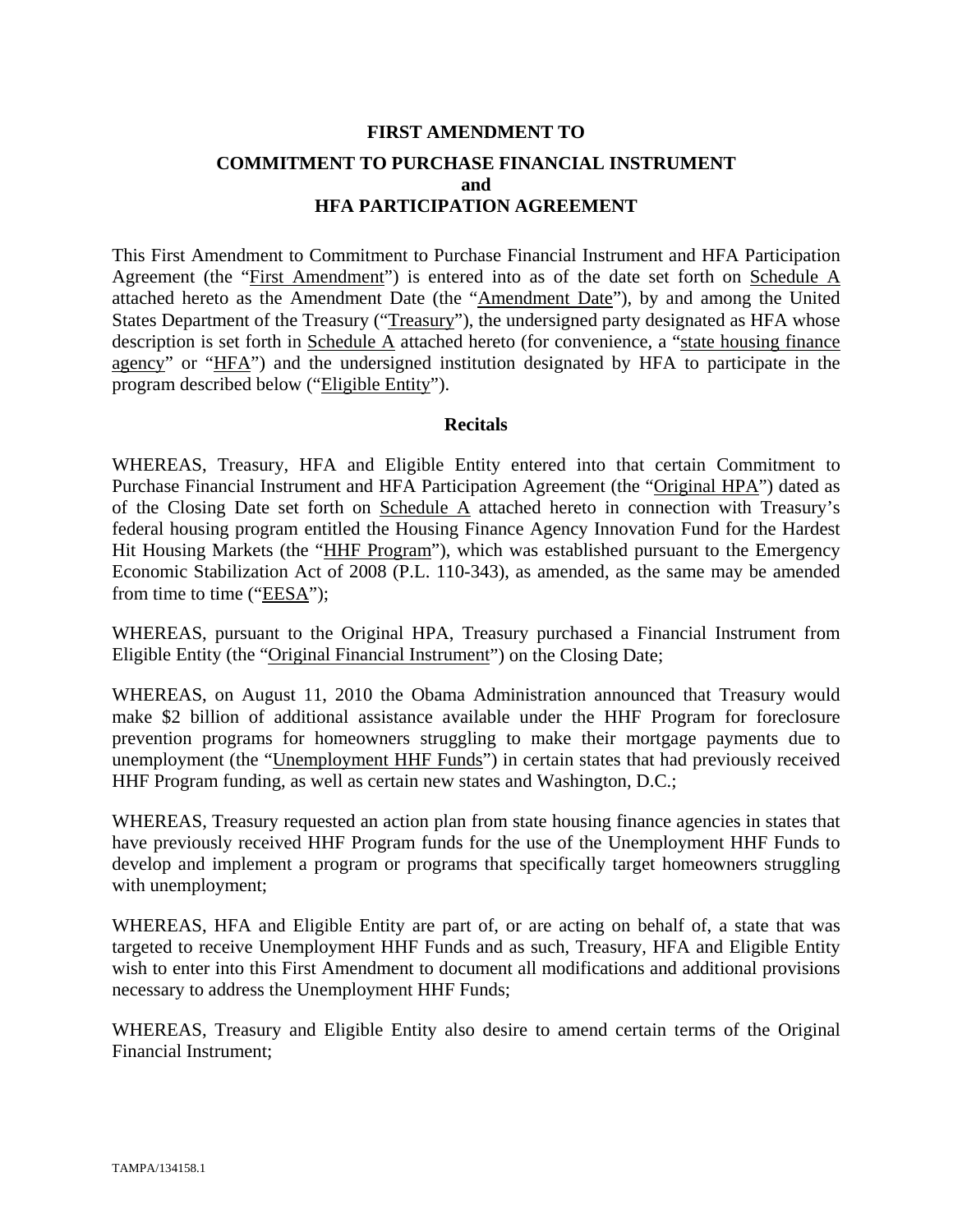**FIRST AMENDMENT TO**

**COMMITMENT TO PURCHASE FINANCIAL INSTRUMENT**
**and**
**HFA PARTICIPATION AGREEMENT**

This First Amendment to Commitment to Purchase Financial Instrument and HFA Participation Agreement (the "First Amendment") is entered into as of the date set forth on Schedule A attached hereto as the Amendment Date (the "Amendment Date"), by and among the United States Department of the Treasury ("Treasury"), the undersigned party designated as HFA whose description is set forth in Schedule A attached hereto (for convenience, a "state housing finance agency" or "HFA") and the undersigned institution designated by HFA to participate in the program described below ("Eligible Entity").

**Recitals**

WHEREAS, Treasury, HFA and Eligible Entity entered into that certain Commitment to Purchase Financial Instrument and HFA Participation Agreement (the "Original HPA") dated as of the Closing Date set forth on Schedule A attached hereto in connection with Treasury's federal housing program entitled the Housing Finance Agency Innovation Fund for the Hardest Hit Housing Markets (the "HHF Program"), which was established pursuant to the Emergency Economic Stabilization Act of 2008 (P.L. 110-343), as amended, as the same may be amended from time to time ("EESA");

WHEREAS, pursuant to the Original HPA, Treasury purchased a Financial Instrument from Eligible Entity (the "Original Financial Instrument") on the Closing Date;

WHEREAS, on August 11, 2010 the Obama Administration announced that Treasury would make \$2 billion of additional assistance available under the HHF Program for foreclosure prevention programs for homeowners struggling to make their mortgage payments due to unemployment (the "Unemployment HHF Funds") in certain states that had previously received HHF Program funding, as well as certain new states and Washington, D.C.;

WHEREAS, Treasury requested an action plan from state housing finance agencies in states that have previously received HHF Program funds for the use of the Unemployment HHF Funds to develop and implement a program or programs that specifically target homeowners struggling with unemployment;

WHEREAS, HFA and Eligible Entity are part of, or are acting on behalf of, a state that was targeted to receive Unemployment HHF Funds and as such, Treasury, HFA and Eligible Entity wish to enter into this First Amendment to document all modifications and additional provisions necessary to address the Unemployment HHF Funds;

WHEREAS, Treasury and Eligible Entity also desire to amend certain terms of the Original Financial Instrument;

TAMPA/134158.1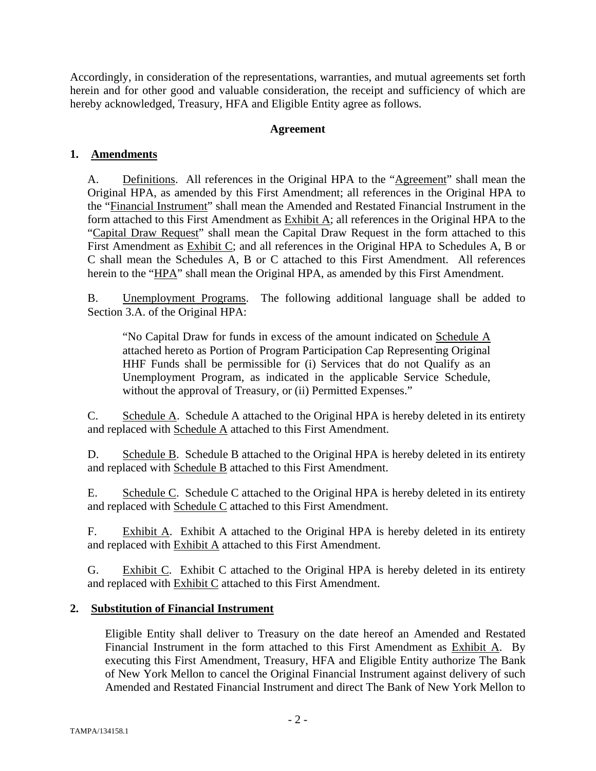Accordingly, in consideration of the representations, warranties, and mutual agreements set forth herein and for other good and valuable consideration, the receipt and sufficiency of which are hereby acknowledged, Treasury, HFA and Eligible Entity agree as follows.

**Agreement**

**1. Amendments**

A. Definitions. All references in the Original HPA to the "Agreement" shall mean the Original HPA, as amended by this First Amendment; all references in the Original HPA to the "Financial Instrument" shall mean the Amended and Restated Financial Instrument in the form attached to this First Amendment as Exhibit A; all references in the Original HPA to the "Capital Draw Request" shall mean the Capital Draw Request in the form attached to this First Amendment as Exhibit C; and all references in the Original HPA to Schedules A, B or C shall mean the Schedules A, B or C attached to this First Amendment. All references herein to the "HPA" shall mean the Original HPA, as amended by this First Amendment.

B. Unemployment Programs. The following additional language shall be added to Section 3.A. of the Original HPA:

> "No Capital Draw for funds in excess of the amount indicated on Schedule A attached hereto as Portion of Program Participation Cap Representing Original HHF Funds shall be permissible for (i) Services that do not Qualify as an Unemployment Program, as indicated in the applicable Service Schedule, without the approval of Treasury, or (ii) Permitted Expenses."

C. Schedule A. Schedule A attached to the Original HPA is hereby deleted in its entirety and replaced with Schedule A attached to this First Amendment.

D. Schedule B. Schedule B attached to the Original HPA is hereby deleted in its entirety and replaced with Schedule B attached to this First Amendment.

E. Schedule C. Schedule C attached to the Original HPA is hereby deleted in its entirety and replaced with Schedule C attached to this First Amendment.

F. Exhibit A. Exhibit A attached to the Original HPA is hereby deleted in its entirety and replaced with Exhibit A attached to this First Amendment.

G. Exhibit C. Exhibit C attached to the Original HPA is hereby deleted in its entirety and replaced with Exhibit C attached to this First Amendment.

**2. Substitution of Financial Instrument**

Eligible Entity shall deliver to Treasury on the date hereof an Amended and Restated Financial Instrument in the form attached to this First Amendment as Exhibit A. By executing this First Amendment, Treasury, HFA and Eligible Entity authorize The Bank of New York Mellon to cancel the Original Financial Instrument against delivery of such Amended and Restated Financial Instrument and direct The Bank of New York Mellon to

TAMPA/134158.1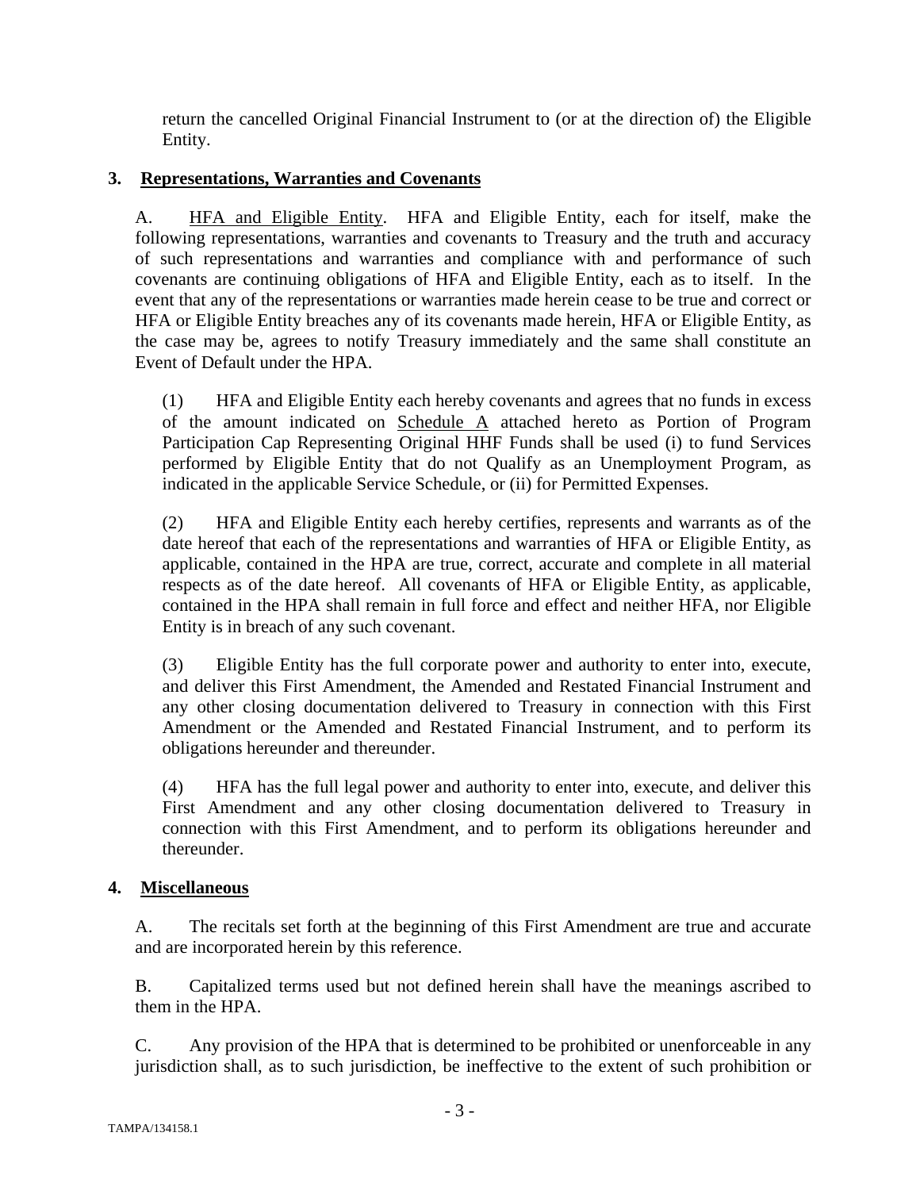return the cancelled Original Financial Instrument to (or at the direction of) the Eligible Entity.

## 3. Representations, Warranties and Covenants

A. HFA and Eligible Entity. HFA and Eligible Entity, each for itself, make the following representations, warranties and covenants to Treasury and the truth and accuracy of such representations and warranties and compliance with and performance of such covenants are continuing obligations of HFA and Eligible Entity, each as to itself. In the event that any of the representations or warranties made herein cease to be true and correct or HFA or Eligible Entity breaches any of its covenants made herein, HFA or Eligible Entity, as the case may be, agrees to notify Treasury immediately and the same shall constitute an Event of Default under the HPA.

(1) HFA and Eligible Entity each hereby covenants and agrees that no funds in excess of the amount indicated on Schedule A attached hereto as Portion of Program Participation Cap Representing Original HHF Funds shall be used (i) to fund Services performed by Eligible Entity that do not Qualify as an Unemployment Program, as indicated in the applicable Service Schedule, or (ii) for Permitted Expenses.

(2) HFA and Eligible Entity each hereby certifies, represents and warrants as of the date hereof that each of the representations and warranties of HFA or Eligible Entity, as applicable, contained in the HPA are true, correct, accurate and complete in all material respects as of the date hereof. All covenants of HFA or Eligible Entity, as applicable, contained in the HPA shall remain in full force and effect and neither HFA, nor Eligible Entity is in breach of any such covenant.

(3) Eligible Entity has the full corporate power and authority to enter into, execute, and deliver this First Amendment, the Amended and Restated Financial Instrument and any other closing documentation delivered to Treasury in connection with this First Amendment or the Amended and Restated Financial Instrument, and to perform its obligations hereunder and thereunder.

(4) HFA has the full legal power and authority to enter into, execute, and deliver this First Amendment and any other closing documentation delivered to Treasury in connection with this First Amendment, and to perform its obligations hereunder and thereunder.

## 4. Miscellaneous

A. The recitals set forth at the beginning of this First Amendment are true and accurate and are incorporated herein by this reference.

B. Capitalized terms used but not defined herein shall have the meanings ascribed to them in the HPA.

C. Any provision of the HPA that is determined to be prohibited or unenforceable in any jurisdiction shall, as to such jurisdiction, be ineffective to the extent of such prohibition or

TAMPA/134158.1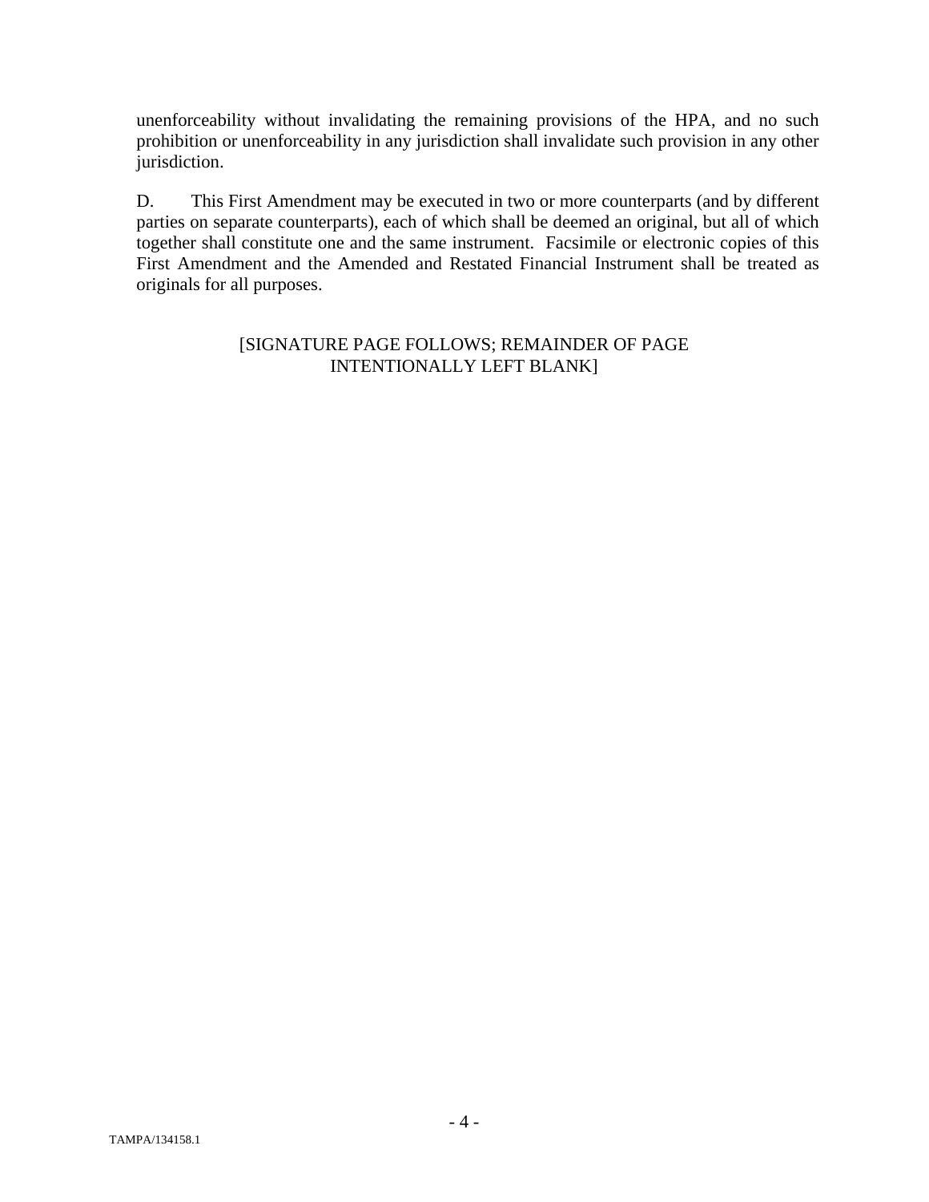unenforceability without invalidating the remaining provisions of the HPA, and no such prohibition or unenforceability in any jurisdiction shall invalidate such provision in any other jurisdiction.

D. This First Amendment may be executed in two or more counterparts (and by different parties on separate counterparts), each of which shall be deemed an original, but all of which together shall constitute one and the same instrument. Facsimile or electronic copies of this First Amendment and the Amended and Restated Financial Instrument shall be treated as originals for all purposes.

[SIGNATURE PAGE FOLLOWS; REMAINDER OF PAGE INTENTIONALLY LEFT BLANK]

TAMPA/134158.1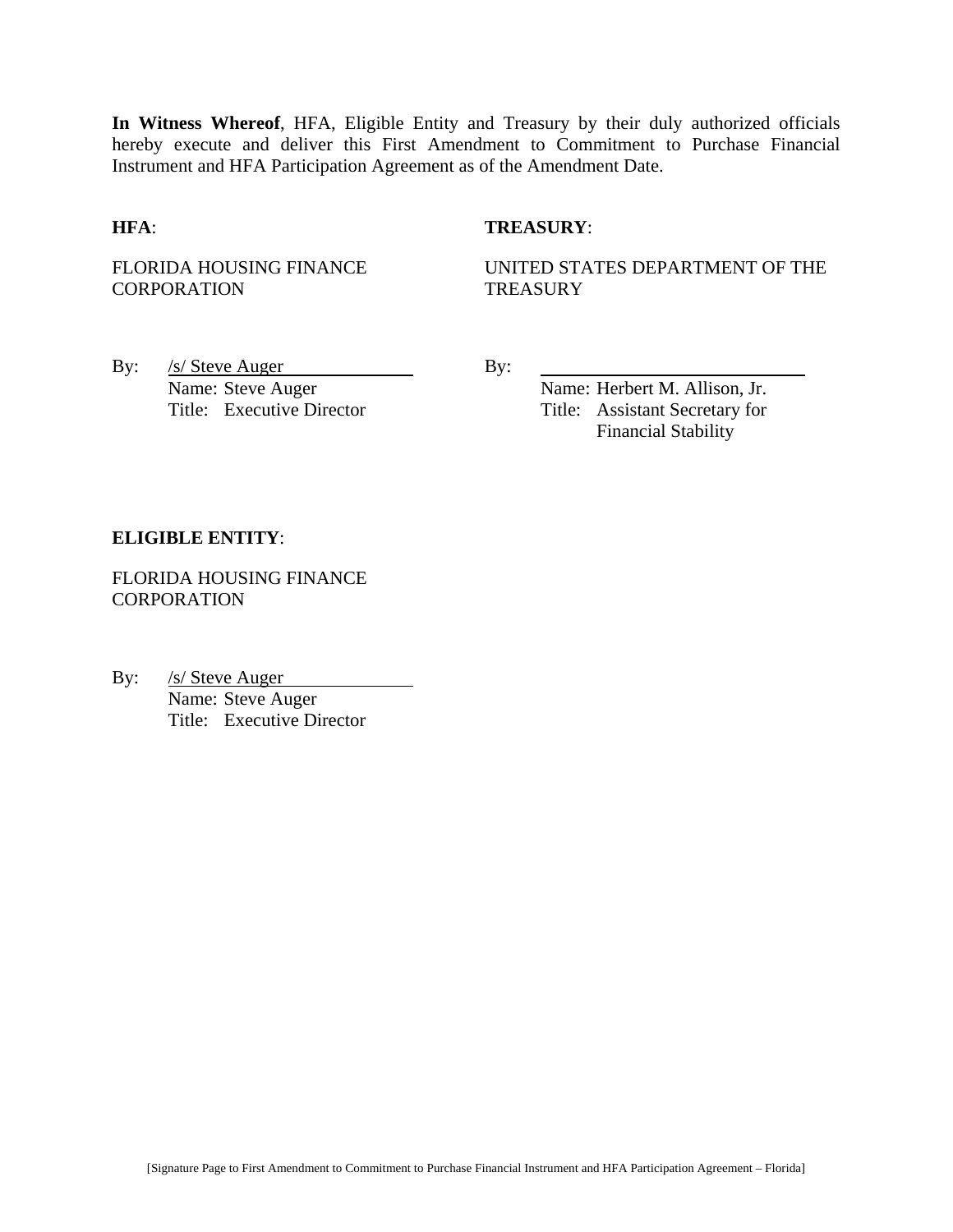**In Witness Whereof**, HFA, Eligible Entity and Treasury by their duly authorized officials hereby execute and deliver this First Amendment to Commitment to Purchase Financial Instrument and HFA Participation Agreement as of the Amendment Date.

**HFA**:

FLORIDA HOUSING FINANCE CORPORATION

By: /s/ Steve Auger
Name: Steve Auger
Title: Executive Director

**TREASURY**:

UNITED STATES DEPARTMENT OF THE TREASURY

By: ______________________________
Name: Herbert M. Allison, Jr.
Title: Assistant Secretary for Financial Stability

**ELIGIBLE ENTITY**:

FLORIDA HOUSING FINANCE CORPORATION

By: /s/ Steve Auger
Name: Steve Auger
Title: Executive Director

[Signature Page to First Amendment to Commitment to Purchase Financial Instrument and HFA Participation Agreement – Florida]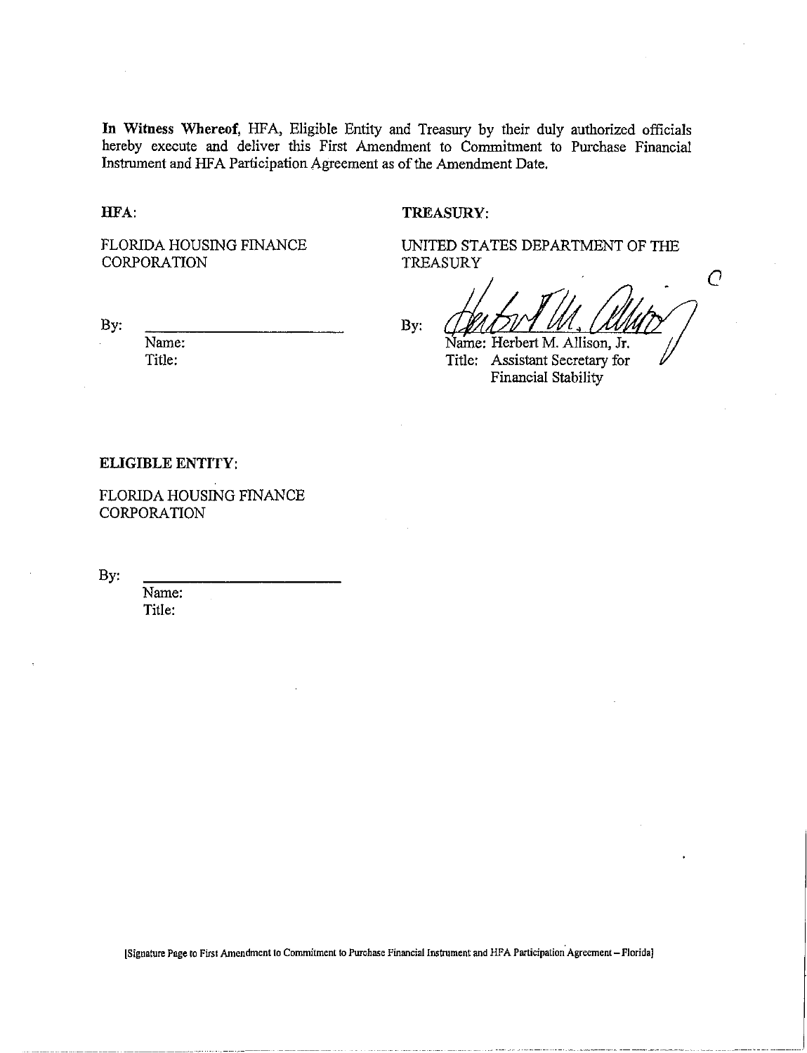**In Witness Whereof**, HFA, Eligible Entity and Treasury by their duly authorized officials hereby execute and deliver this First Amendment to Commitment to Purchase Financial Instrument and HFA Participation Agreement as of the Amendment Date.

**HFA:**

FLORIDA HOUSING FINANCE CORPORATION

By: \_\_\_\_\_\_\_\_\_\_\_\_\_\_\_\_\_\_\_\_\_\_\_\_

Name:

Title:

**TREASURY:**

UNITED STATES DEPARTMENT OF THE TREASURY

By: \_\_\_\_\_\_\_\_\_\_\_\_\_\_\_\_\_\_\_\_\_\_\_\_

Name: Herbert M. Allison, Jr.

Title: Assistant Secretary for Financial Stability

**ELIGIBLE ENTITY:**

FLORIDA HOUSING FINANCE CORPORATION

By: \_\_\_\_\_\_\_\_\_\_\_\_\_\_\_\_\_\_\_\_\_\_\_\_

Name:

Title:

[Signature Page to First Amendment to Commitment to Purchase Financial Instrument and HFA Participation Agreement – Florida]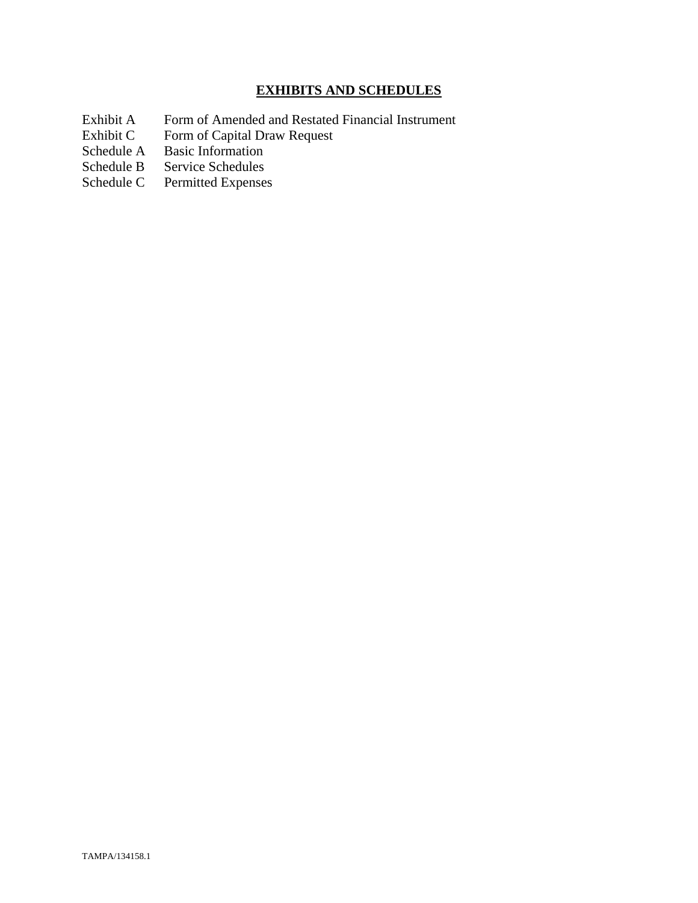## **EXHIBITS AND SCHEDULES**

| | |
|---|---|
| Exhibit A | Form of Amended and Restated Financial Instrument |
| Exhibit C | Form of Capital Draw Request |
| Schedule A | Basic Information |
| Schedule B | Service Schedules |
| Schedule C | Permitted Expenses |

TAMPA/134158.1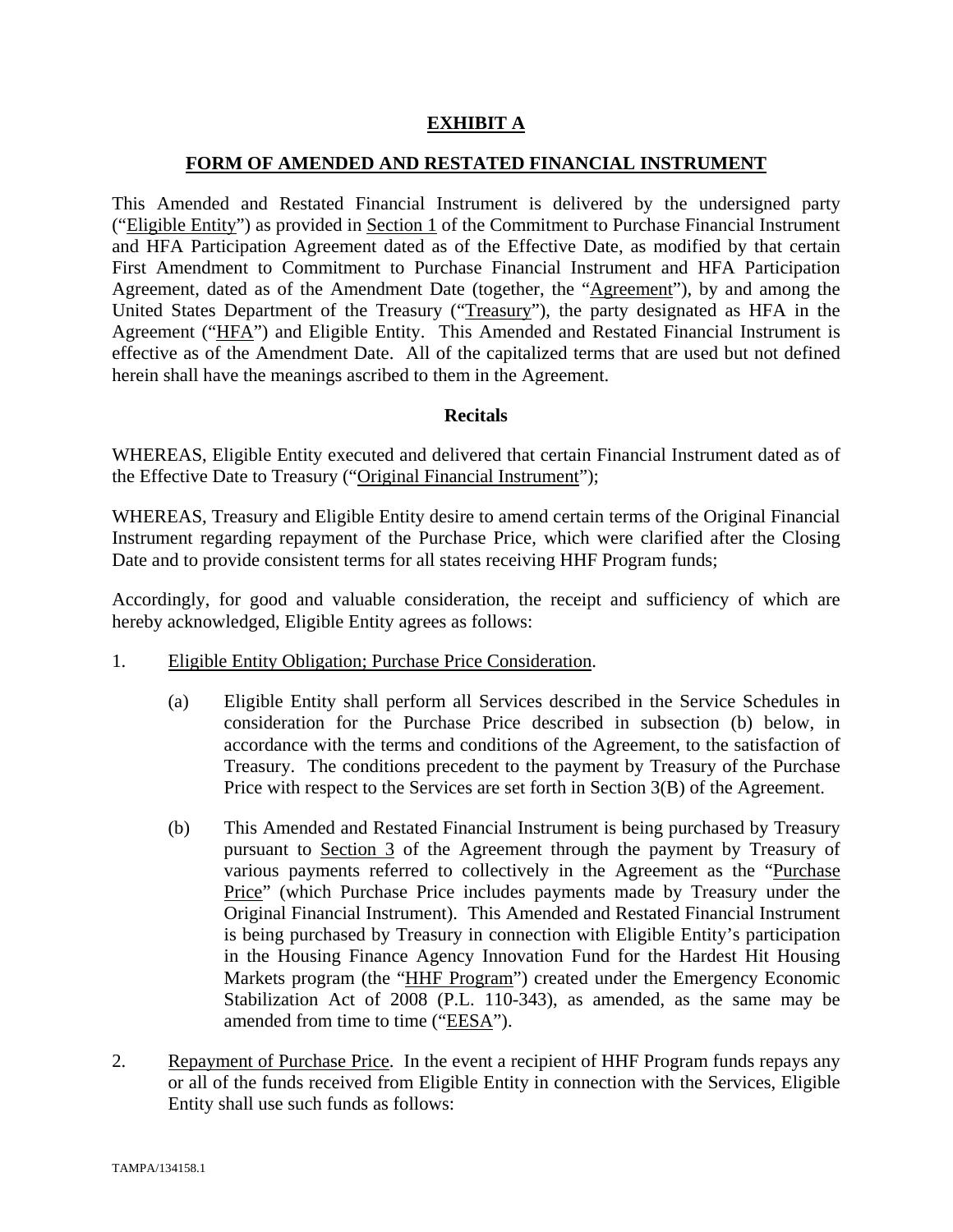# EXHIBIT A

## FORM OF AMENDED AND RESTATED FINANCIAL INSTRUMENT

This Amended and Restated Financial Instrument is delivered by the undersigned party ("Eligible Entity") as provided in Section 1 of the Commitment to Purchase Financial Instrument and HFA Participation Agreement dated as of the Effective Date, as modified by that certain First Amendment to Commitment to Purchase Financial Instrument and HFA Participation Agreement, dated as of the Amendment Date (together, the "Agreement"), by and among the United States Department of the Treasury ("Treasury"), the party designated as HFA in the Agreement ("HFA") and Eligible Entity. This Amended and Restated Financial Instrument is effective as of the Amendment Date. All of the capitalized terms that are used but not defined herein shall have the meanings ascribed to them in the Agreement.

### Recitals

WHEREAS, Eligible Entity executed and delivered that certain Financial Instrument dated as of the Effective Date to Treasury ("Original Financial Instrument");

WHEREAS, Treasury and Eligible Entity desire to amend certain terms of the Original Financial Instrument regarding repayment of the Purchase Price, which were clarified after the Closing Date and to provide consistent terms for all states receiving HHF Program funds;

Accordingly, for good and valuable consideration, the receipt and sufficiency of which are hereby acknowledged, Eligible Entity agrees as follows:

1. Eligible Entity Obligation; Purchase Price Consideration.

   (a) Eligible Entity shall perform all Services described in the Service Schedules in consideration for the Purchase Price described in subsection (b) below, in accordance with the terms and conditions of the Agreement, to the satisfaction of Treasury. The conditions precedent to the payment by Treasury of the Purchase Price with respect to the Services are set forth in Section 3(B) of the Agreement.

   (b) This Amended and Restated Financial Instrument is being purchased by Treasury pursuant to Section 3 of the Agreement through the payment by Treasury of various payments referred to collectively in the Agreement as the "Purchase Price" (which Purchase Price includes payments made by Treasury under the Original Financial Instrument). This Amended and Restated Financial Instrument is being purchased by Treasury in connection with Eligible Entity's participation in the Housing Finance Agency Innovation Fund for the Hardest Hit Housing Markets program (the "HHF Program") created under the Emergency Economic Stabilization Act of 2008 (P.L. 110-343), as amended, as the same may be amended from time to time ("EESA").

2. Repayment of Purchase Price. In the event a recipient of HHF Program funds repays any or all of the funds received from Eligible Entity in connection with the Services, Eligible Entity shall use such funds as follows: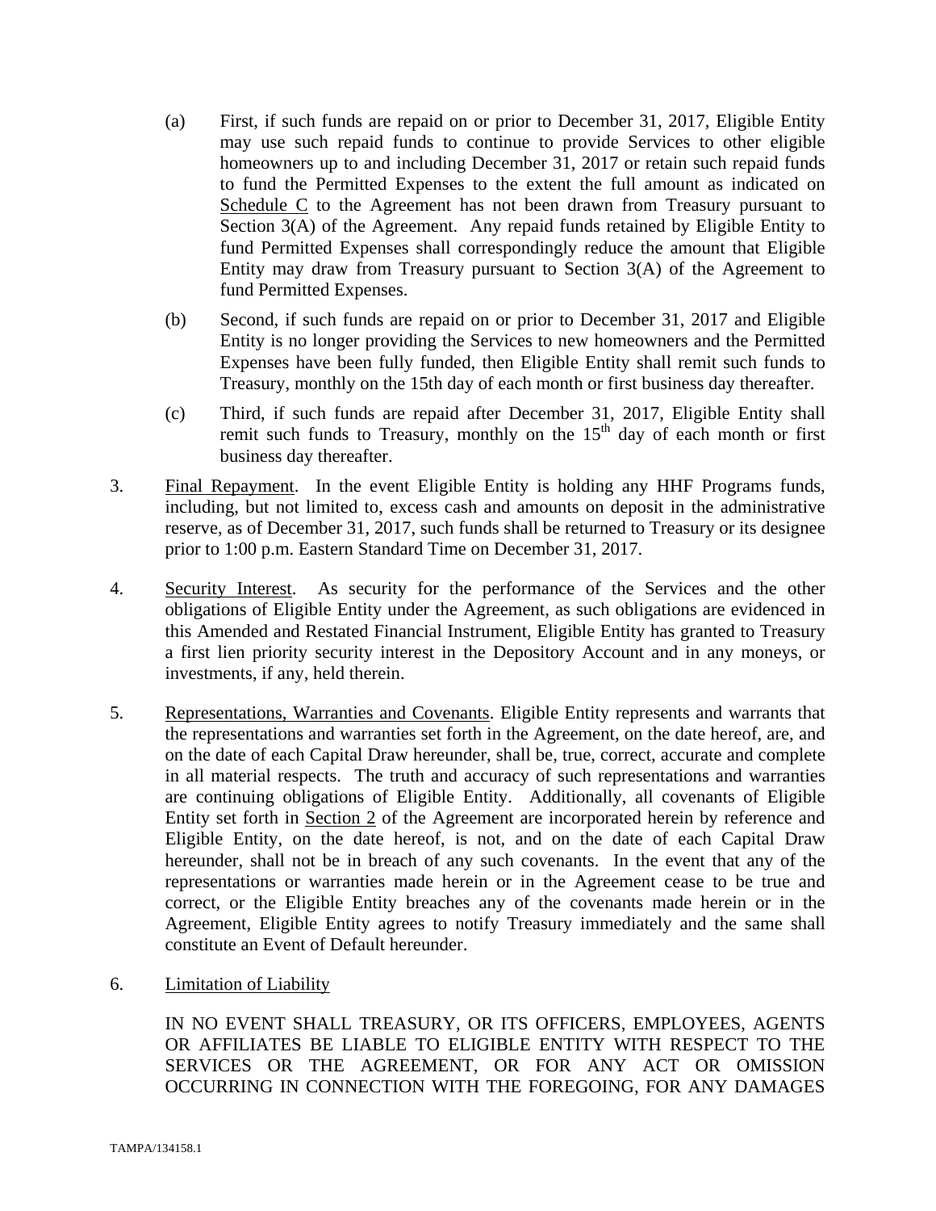(a) First, if such funds are repaid on or prior to December 31, 2017, Eligible Entity may use such repaid funds to continue to provide Services to other eligible homeowners up to and including December 31, 2017 or retain such repaid funds to fund the Permitted Expenses to the extent the full amount as indicated on Schedule C to the Agreement has not been drawn from Treasury pursuant to Section 3(A) of the Agreement. Any repaid funds retained by Eligible Entity to fund Permitted Expenses shall correspondingly reduce the amount that Eligible Entity may draw from Treasury pursuant to Section 3(A) of the Agreement to fund Permitted Expenses.

(b) Second, if such funds are repaid on or prior to December 31, 2017 and Eligible Entity is no longer providing the Services to new homeowners and the Permitted Expenses have been fully funded, then Eligible Entity shall remit such funds to Treasury, monthly on the 15th day of each month or first business day thereafter.

(c) Third, if such funds are repaid after December 31, 2017, Eligible Entity shall remit such funds to Treasury, monthly on the 15th day of each month or first business day thereafter.

3. Final Repayment. In the event Eligible Entity is holding any HHF Programs funds, including, but not limited to, excess cash and amounts on deposit in the administrative reserve, as of December 31, 2017, such funds shall be returned to Treasury or its designee prior to 1:00 p.m. Eastern Standard Time on December 31, 2017.

4. Security Interest. As security for the performance of the Services and the other obligations of Eligible Entity under the Agreement, as such obligations are evidenced in this Amended and Restated Financial Instrument, Eligible Entity has granted to Treasury a first lien priority security interest in the Depository Account and in any moneys, or investments, if any, held therein.

5. Representations, Warranties and Covenants. Eligible Entity represents and warrants that the representations and warranties set forth in the Agreement, on the date hereof, are, and on the date of each Capital Draw hereunder, shall be, true, correct, accurate and complete in all material respects. The truth and accuracy of such representations and warranties are continuing obligations of Eligible Entity. Additionally, all covenants of Eligible Entity set forth in Section 2 of the Agreement are incorporated herein by reference and Eligible Entity, on the date hereof, is not, and on the date of each Capital Draw hereunder, shall not be in breach of any such covenants. In the event that any of the representations or warranties made herein or in the Agreement cease to be true and correct, or the Eligible Entity breaches any of the covenants made herein or in the Agreement, Eligible Entity agrees to notify Treasury immediately and the same shall constitute an Event of Default hereunder.

6. Limitation of Liability

IN NO EVENT SHALL TREASURY, OR ITS OFFICERS, EMPLOYEES, AGENTS OR AFFILIATES BE LIABLE TO ELIGIBLE ENTITY WITH RESPECT TO THE SERVICES OR THE AGREEMENT, OR FOR ANY ACT OR OMISSION OCCURRING IN CONNECTION WITH THE FOREGOING, FOR ANY DAMAGES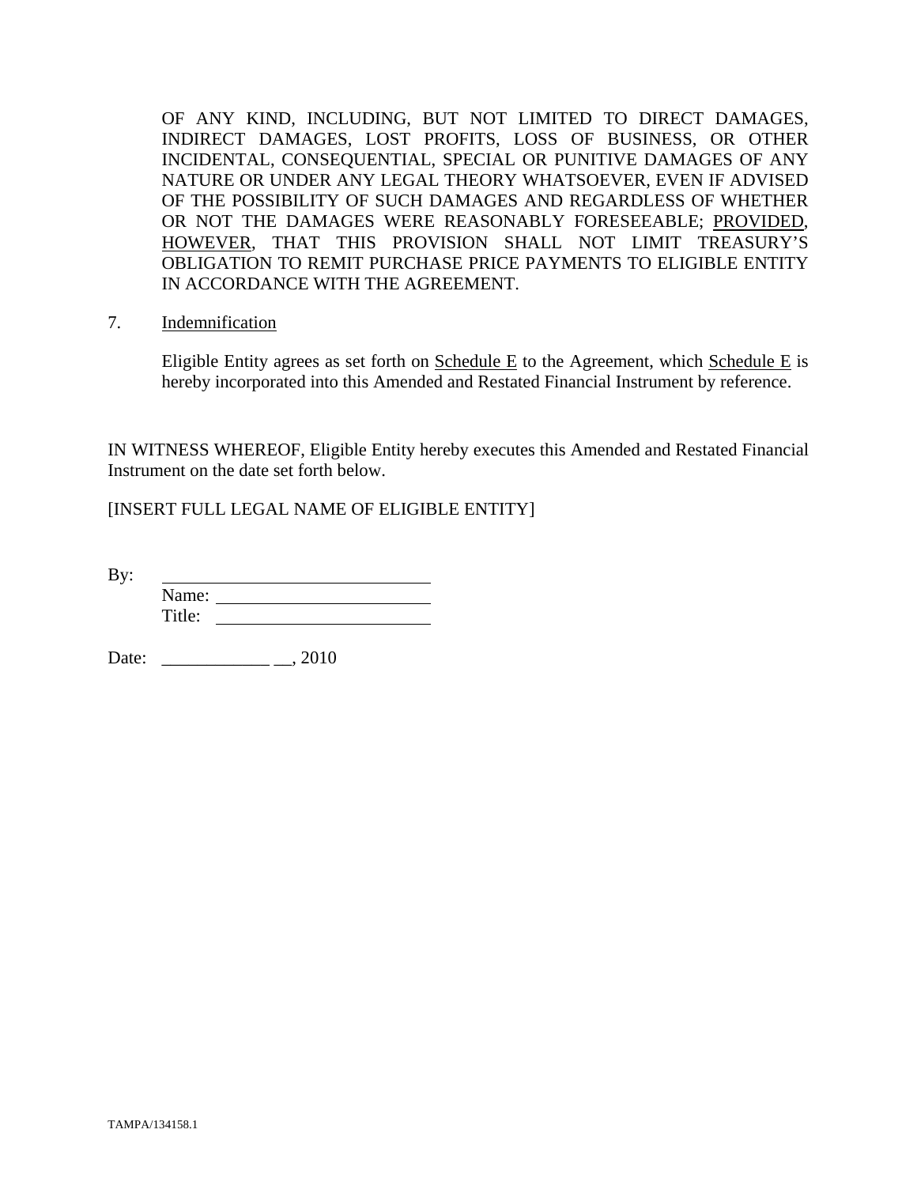OF ANY KIND, INCLUDING, BUT NOT LIMITED TO DIRECT DAMAGES, INDIRECT DAMAGES, LOST PROFITS, LOSS OF BUSINESS, OR OTHER INCIDENTAL, CONSEQUENTIAL, SPECIAL OR PUNITIVE DAMAGES OF ANY NATURE OR UNDER ANY LEGAL THEORY WHATSOEVER, EVEN IF ADVISED OF THE POSSIBILITY OF SUCH DAMAGES AND REGARDLESS OF WHETHER OR NOT THE DAMAGES WERE REASONABLY FORESEEABLE; PROVIDED, HOWEVER, THAT THIS PROVISION SHALL NOT LIMIT TREASURY'S OBLIGATION TO REMIT PURCHASE PRICE PAYMENTS TO ELIGIBLE ENTITY IN ACCORDANCE WITH THE AGREEMENT.

7. Indemnification

Eligible Entity agrees as set forth on Schedule E to the Agreement, which Schedule E is hereby incorporated into this Amended and Restated Financial Instrument by reference.

IN WITNESS WHEREOF, Eligible Entity hereby executes this Amended and Restated Financial Instrument on the date set forth below.

[INSERT FULL LEGAL NAME OF ELIGIBLE ENTITY]

By: ______________________________
Name: ______________________________
Title: ______________________________

Date: ____________ __, 2010

TAMPA/134158.1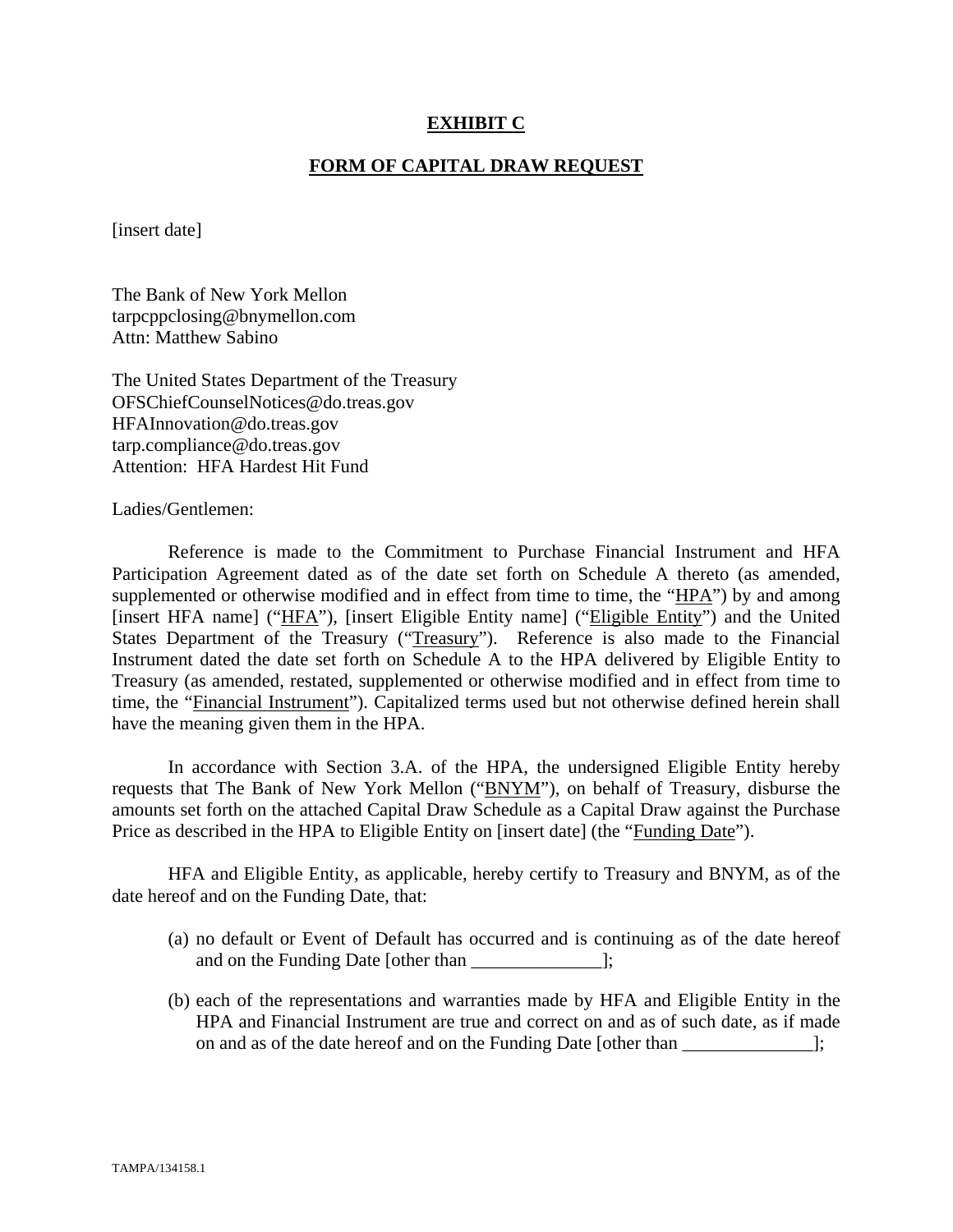# EXHIBIT C

## FORM OF CAPITAL DRAW REQUEST

[insert date]

The Bank of New York Mellon
tarpcppclosing@bnymellon.com
Attn: Matthew Sabino

The United States Department of the Treasury
OFSChiefCounselNotices@do.treas.gov
HFAInnovation@do.treas.gov
tarp.compliance@do.treas.gov
Attention: HFA Hardest Hit Fund

Ladies/Gentlemen:

Reference is made to the Commitment to Purchase Financial Instrument and HFA Participation Agreement dated as of the date set forth on Schedule A thereto (as amended, supplemented or otherwise modified and in effect from time to time, the "HPA") by and among [insert HFA name] ("HFA"), [insert Eligible Entity name] ("Eligible Entity") and the United States Department of the Treasury ("Treasury"). Reference is also made to the Financial Instrument dated the date set forth on Schedule A to the HPA delivered by Eligible Entity to Treasury (as amended, restated, supplemented or otherwise modified and in effect from time to time, the "Financial Instrument"). Capitalized terms used but not otherwise defined herein shall have the meaning given them in the HPA.

In accordance with Section 3.A. of the HPA, the undersigned Eligible Entity hereby requests that The Bank of New York Mellon ("BNYM"), on behalf of Treasury, disburse the amounts set forth on the attached Capital Draw Schedule as a Capital Draw against the Purchase Price as described in the HPA to Eligible Entity on [insert date] (the "Funding Date").

HFA and Eligible Entity, as applicable, hereby certify to Treasury and BNYM, as of the date hereof and on the Funding Date, that:

(a) no default or Event of Default has occurred and is continuing as of the date hereof and on the Funding Date [other than ______________];

(b) each of the representations and warranties made by HFA and Eligible Entity in the HPA and Financial Instrument are true and correct on and as of such date, as if made on and as of the date hereof and on the Funding Date [other than ______________];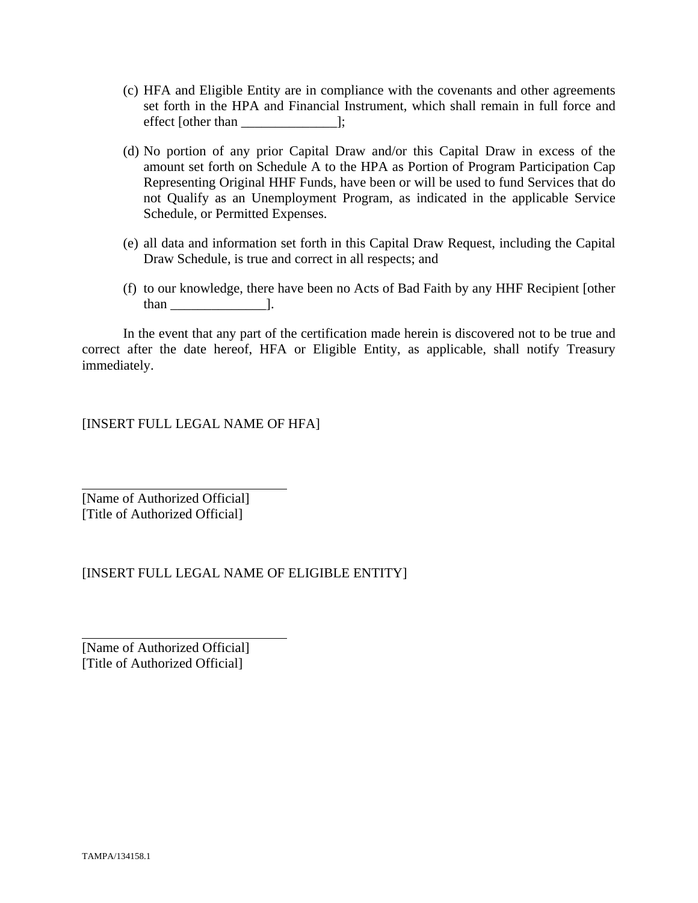(c) HFA and Eligible Entity are in compliance with the covenants and other agreements set forth in the HPA and Financial Instrument, which shall remain in full force and effect [other than ______________];

(d) No portion of any prior Capital Draw and/or this Capital Draw in excess of the amount set forth on Schedule A to the HPA as Portion of Program Participation Cap Representing Original HHF Funds, have been or will be used to fund Services that do not Qualify as an Unemployment Program, as indicated in the applicable Service Schedule, or Permitted Expenses.

(e) all data and information set forth in this Capital Draw Request, including the Capital Draw Schedule, is true and correct in all respects; and

(f) to our knowledge, there have been no Acts of Bad Faith by any HHF Recipient [other than ______________].

In the event that any part of the certification made herein is discovered not to be true and correct after the date hereof, HFA or Eligible Entity, as applicable, shall notify Treasury immediately.

[INSERT FULL LEGAL NAME OF HFA]

______________________________
[Name of Authorized Official]
[Title of Authorized Official]

[INSERT FULL LEGAL NAME OF ELIGIBLE ENTITY]

______________________________
[Name of Authorized Official]
[Title of Authorized Official]

TAMPA/134158.1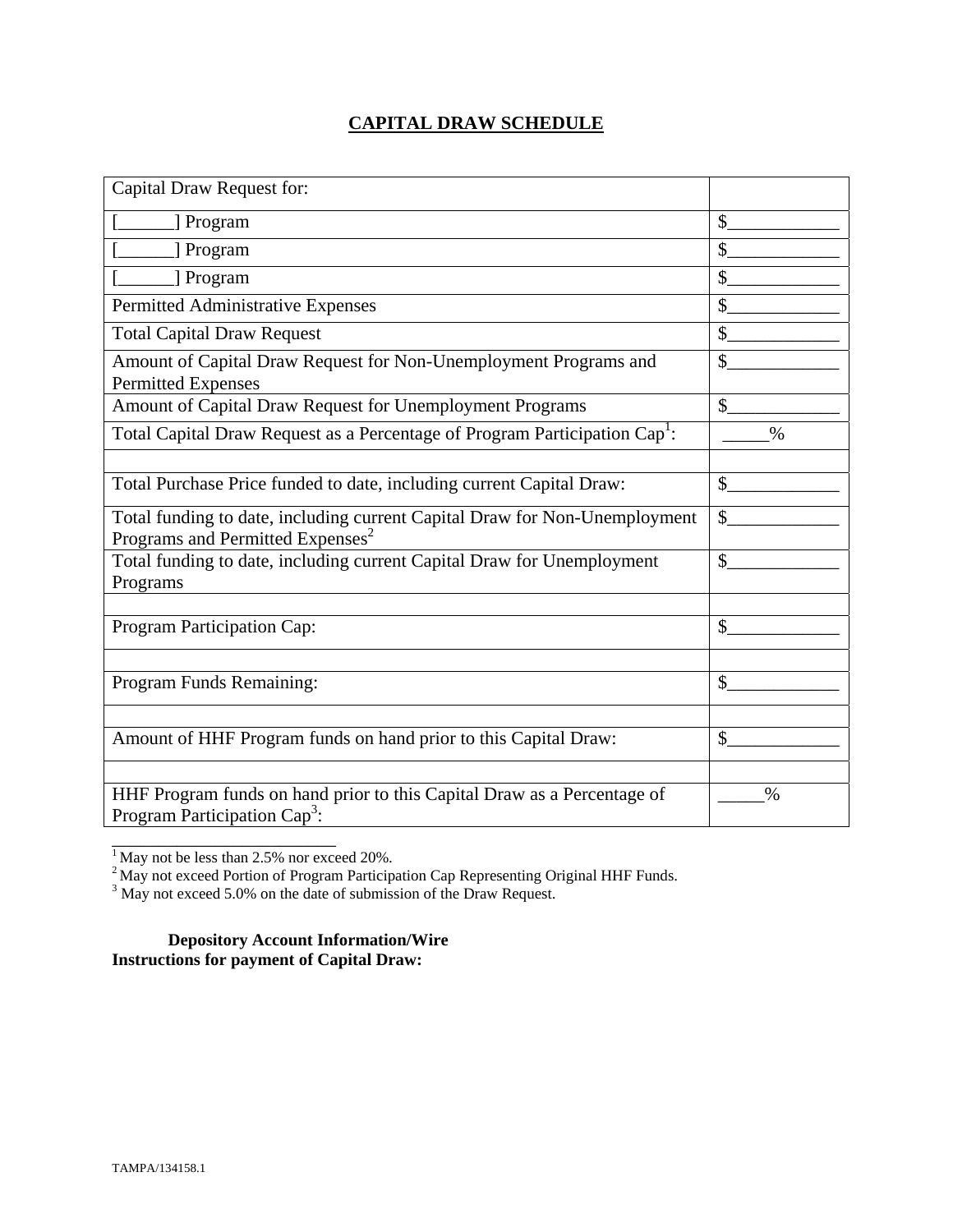# CAPITAL DRAW SCHEDULE

| Capital Draw Request for: | |
|---|---|
| [______] Program | $____________ |
| [______] Program | $____________ |
| [______] Program | $____________ |
| Permitted Administrative Expenses | $____________ |
| Total Capital Draw Request | $____________ |
| Amount of Capital Draw Request for Non-Unemployment Programs and Permitted Expenses | $____________ |
| Amount of Capital Draw Request for Unemployment Programs | $____________ |
| Total Capital Draw Request as a Percentage of Program Participation Cap[1]: | _____% |
| | |
| Total Purchase Price funded to date, including current Capital Draw: | $____________ |
| Total funding to date, including current Capital Draw for Non-Unemployment Programs and Permitted Expenses[2] | $____________ |
| Total funding to date, including current Capital Draw for Unemployment Programs | $____________ |
| | |
| Program Participation Cap: | $____________ |
| | |
| Program Funds Remaining: | $____________ |
| | |
| Amount of HHF Program funds on hand prior to this Capital Draw: | $____________ |
| | |
| HHF Program funds on hand prior to this Capital Draw as a Percentage of Program Participation Cap[3]: | _____% |

[1] May not be less than 2.5% nor exceed 20%.

[2] May not exceed Portion of Program Participation Cap Representing Original HHF Funds.

[3] May not exceed 5.0% on the date of submission of the Draw Request.

**Depository Account Information/Wire Instructions for payment of Capital Draw:**

TAMPA/134158.1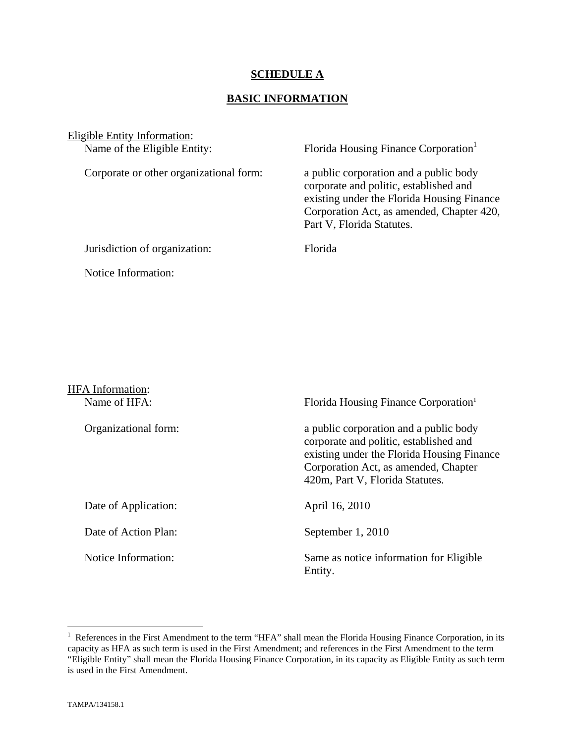# SCHEDULE A

## BASIC INFORMATION

Eligible Entity Information:

Name of the Eligible Entity: Florida Housing Finance Corporation[1]

Corporate or other organizational form: a public corporation and a public body corporate and politic, established and existing under the Florida Housing Finance Corporation Act, as amended, Chapter 420, Part V, Florida Statutes.

Jurisdiction of organization: Florida

Notice Information:

HFA Information:

Name of HFA: Florida Housing Finance Corporation[1]

Organizational form: a public corporation and a public body corporate and politic, established and existing under the Florida Housing Finance Corporation Act, as amended, Chapter 420m, Part V, Florida Statutes.

Date of Application: April 16, 2010

Date of Action Plan: September 1, 2010

Notice Information: Same as notice information for Eligible Entity.

---

[1] References in the First Amendment to the term "HFA" shall mean the Florida Housing Finance Corporation, in its capacity as HFA as such term is used in the First Amendment; and references in the First Amendment to the term "Eligible Entity" shall mean the Florida Housing Finance Corporation, in its capacity as Eligible Entity as such term is used in the First Amendment.

TAMPA/134158.1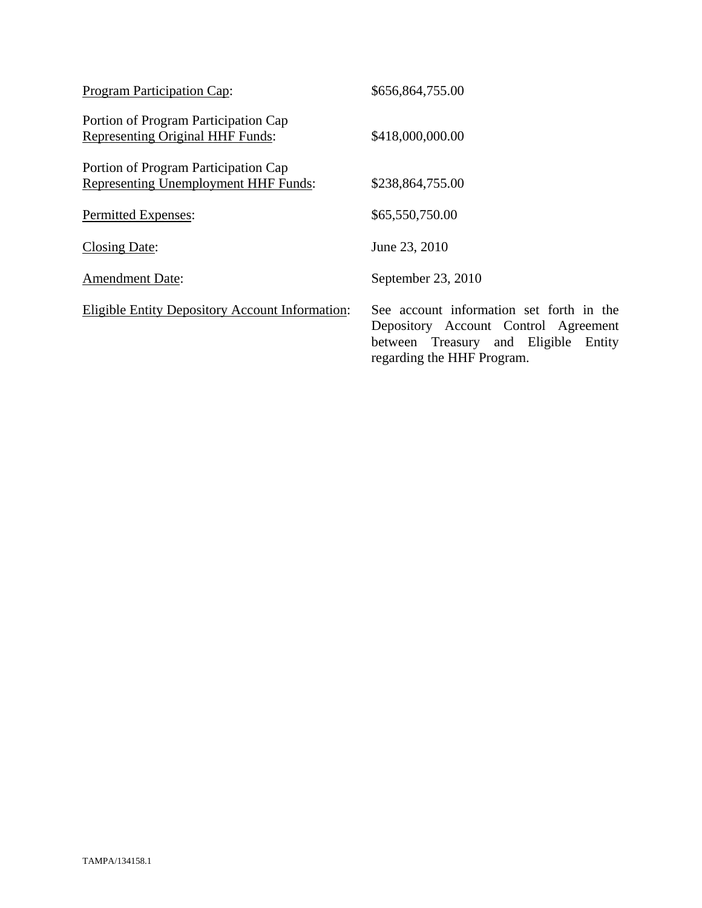| | |
|---|---|
| <u>Program Participation Cap</u>: | $656,864,755.00 |
| Portion of Program Participation Cap <u>Representing Original HHF Funds</u>: | $418,000,000.00 |
| Portion of Program Participation Cap <u>Representing Unemployment HHF Funds</u>: | $238,864,755.00 |
| <u>Permitted Expenses</u>: | $65,550,750.00 |
| <u>Closing Date</u>: | June 23, 2010 |
| <u>Amendment Date</u>: | September 23, 2010 |
| <u>Eligible Entity Depository Account Information</u>: | See account information set forth in the Depository Account Control Agreement between Treasury and Eligible Entity regarding the HHF Program. |

TAMPA/134158.1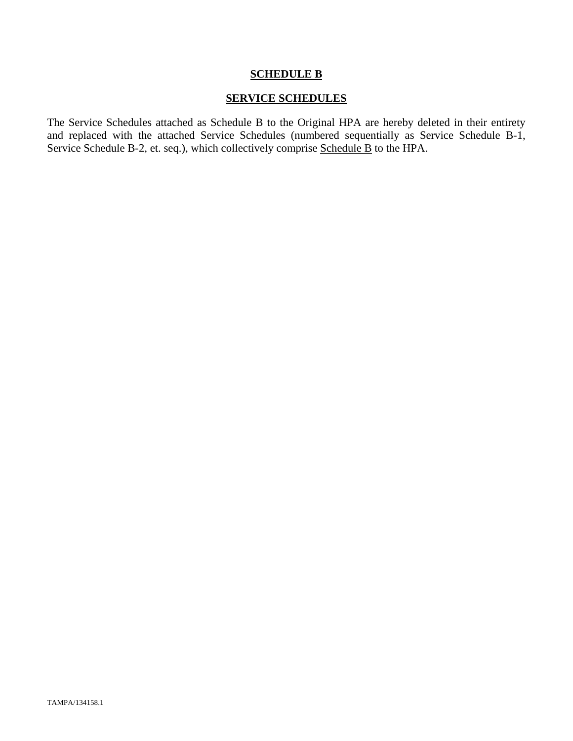**SCHEDULE B**

**SERVICE SCHEDULES**

The Service Schedules attached as Schedule B to the Original HPA are hereby deleted in their entirety and replaced with the attached Service Schedules (numbered sequentially as Service Schedule B-1, Service Schedule B-2, et. seq.), which collectively comprise Schedule B to the HPA.

TAMPA/134158.1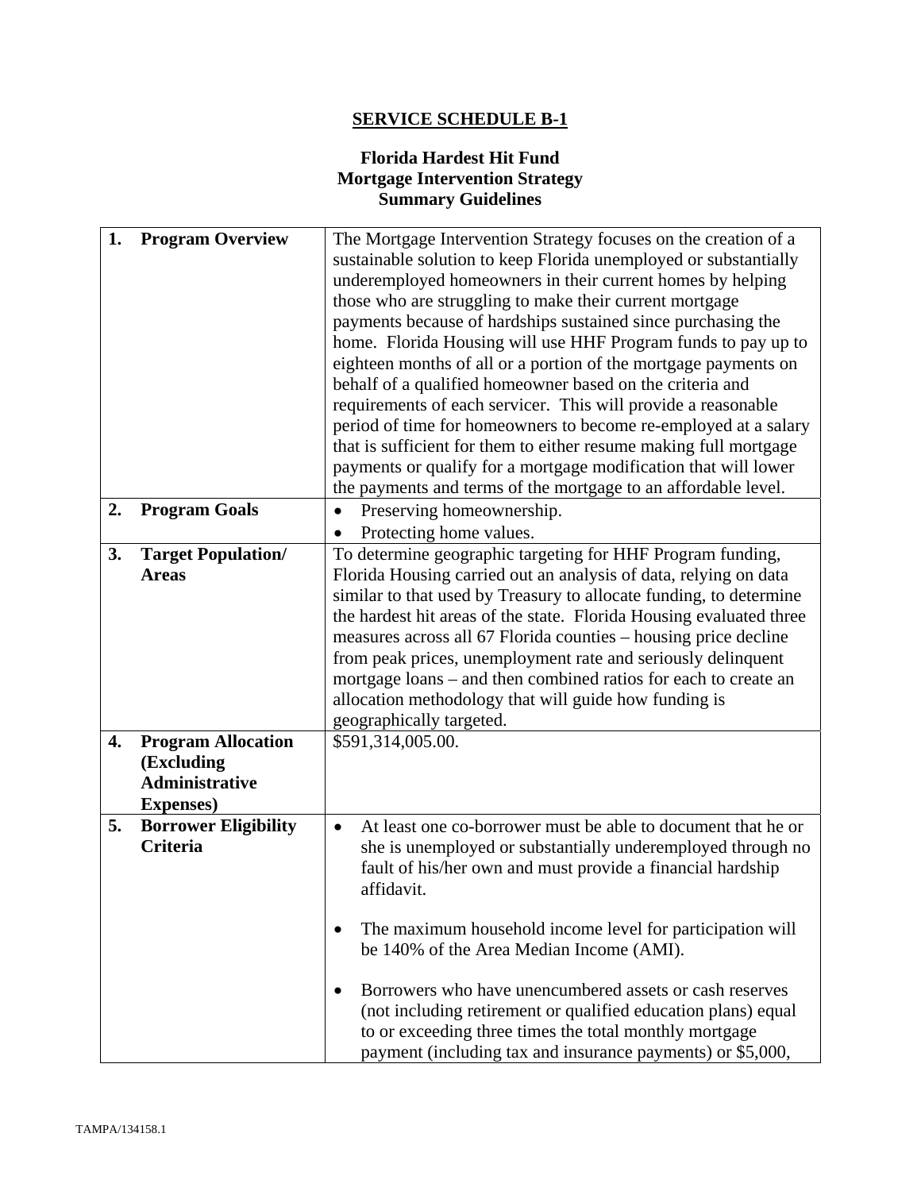## SERVICE SCHEDULE B-1

### Florida Hardest Hit Fund
### Mortgage Intervention Strategy
### Summary Guidelines

| | |
|---|---|
| **1. Program Overview** | The Mortgage Intervention Strategy focuses on the creation of a sustainable solution to keep Florida unemployed or substantially underemployed homeowners in their current homes by helping those who are struggling to make their current mortgage payments because of hardships sustained since purchasing the home. Florida Housing will use HHF Program funds to pay up to eighteen months of all or a portion of the mortgage payments on behalf of a qualified homeowner based on the criteria and requirements of each servicer. This will provide a reasonable period of time for homeowners to become re-employed at a salary that is sufficient for them to either resume making full mortgage payments or qualify for a mortgage modification that will lower the payments and terms of the mortgage to an affordable level. |
| **2. Program Goals** | • Preserving homeownership.<br>• Protecting home values. |
| **3. Target Population/ Areas** | To determine geographic targeting for HHF Program funding, Florida Housing carried out an analysis of data, relying on data similar to that used by Treasury to allocate funding, to determine the hardest hit areas of the state. Florida Housing evaluated three measures across all 67 Florida counties – housing price decline from peak prices, unemployment rate and seriously delinquent mortgage loans – and then combined ratios for each to create an allocation methodology that will guide how funding is geographically targeted. |
| **4. Program Allocation (Excluding Administrative Expenses)** | $591,314,005.00. |
| **5. Borrower Eligibility Criteria** | • At least one co-borrower must be able to document that he or she is unemployed or substantially underemployed through no fault of his/her own and must provide a financial hardship affidavit.<br><br>• The maximum household income level for participation will be 140% of the Area Median Income (AMI).<br><br>• Borrowers who have unencumbered assets or cash reserves (not including retirement or qualified education plans) equal to or exceeding three times the total monthly mortgage payment (including tax and insurance payments) or $5,000, |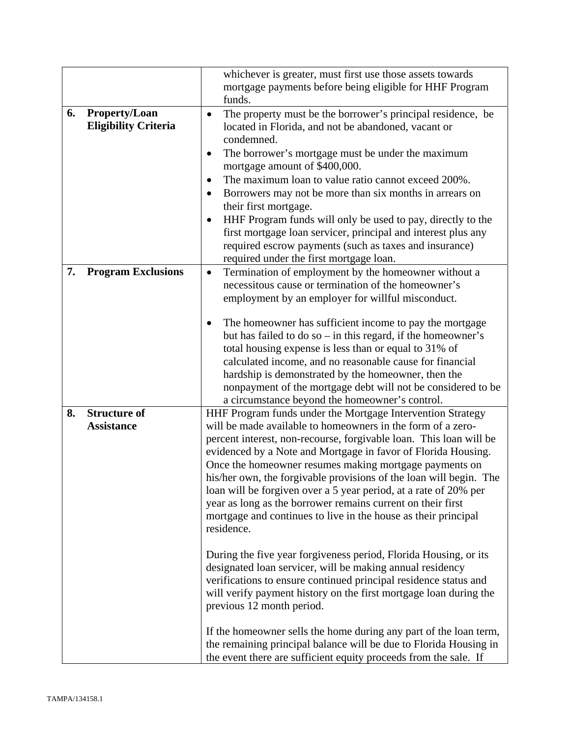| | |
|---|---|
| | whichever is greater, must first use those assets towards mortgage payments before being eligible for HHF Program funds. |
| **6. Property/Loan Eligibility Criteria** | • The property must be the borrower's principal residence, be located in Florida, and not be abandoned, vacant or condemned.<br>• The borrower's mortgage must be under the maximum mortgage amount of $400,000.<br>• The maximum loan to value ratio cannot exceed 200%.<br>• Borrowers may not be more than six months in arrears on their first mortgage.<br>• HHF Program funds will only be used to pay, directly to the first mortgage loan servicer, principal and interest plus any required escrow payments (such as taxes and insurance) required under the first mortgage loan. |
| **7. Program Exclusions** | • Termination of employment by the homeowner without a necessitous cause or termination of the homeowner's employment by an employer for willful misconduct.<br><br>• The homeowner has sufficient income to pay the mortgage but has failed to do so – in this regard, if the homeowner's total housing expense is less than or equal to 31% of calculated income, and no reasonable cause for financial hardship is demonstrated by the homeowner, then the nonpayment of the mortgage debt will not be considered to be a circumstance beyond the homeowner's control. |
| **8. Structure of Assistance** | HHF Program funds under the Mortgage Intervention Strategy will be made available to homeowners in the form of a zero-percent interest, non-recourse, forgivable loan. This loan will be evidenced by a Note and Mortgage in favor of Florida Housing. Once the homeowner resumes making mortgage payments on his/her own, the forgivable provisions of the loan will begin. The loan will be forgiven over a 5 year period, at a rate of 20% per year as long as the borrower remains current on their first mortgage and continues to live in the house as their principal residence.<br><br>During the five year forgiveness period, Florida Housing, or its designated loan servicer, will be making annual residency verifications to ensure continued principal residence status and will verify payment history on the first mortgage loan during the previous 12 month period.<br><br>If the homeowner sells the home during any part of the loan term, the remaining principal balance will be due to Florida Housing in the event there are sufficient equity proceeds from the sale. If |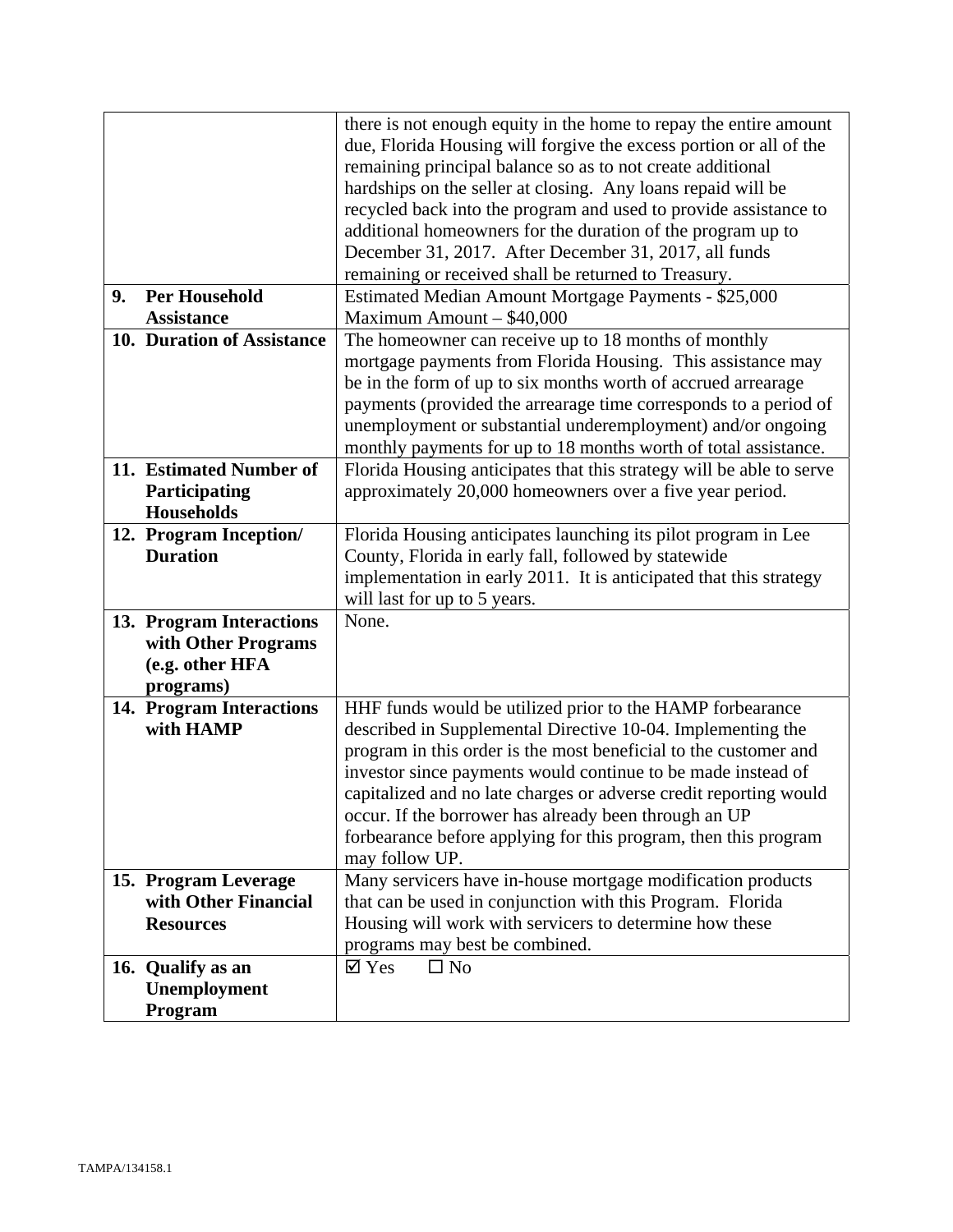| | |
|---|---|
| | there is not enough equity in the home to repay the entire amount due, Florida Housing will forgive the excess portion or all of the remaining principal balance so as to not create additional hardships on the seller at closing. Any loans repaid will be recycled back into the program and used to provide assistance to additional homeowners for the duration of the program up to December 31, 2017. After December 31, 2017, all funds remaining or received shall be returned to Treasury. |
| **9. Per Household Assistance** | Estimated Median Amount Mortgage Payments - $25,000<br>Maximum Amount – $40,000 |
| **10. Duration of Assistance** | The homeowner can receive up to 18 months of monthly mortgage payments from Florida Housing. This assistance may be in the form of up to six months worth of accrued arrearage payments (provided the arrearage time corresponds to a period of unemployment or substantial underemployment) and/or ongoing monthly payments for up to 18 months worth of total assistance. |
| **11. Estimated Number of Participating Households** | Florida Housing anticipates that this strategy will be able to serve approximately 20,000 homeowners over a five year period. |
| **12. Program Inception/ Duration** | Florida Housing anticipates launching its pilot program in Lee County, Florida in early fall, followed by statewide implementation in early 2011. It is anticipated that this strategy will last for up to 5 years. |
| **13. Program Interactions with Other Programs (e.g. other HFA programs)** | None. |
| **14. Program Interactions with HAMP** | HHF funds would be utilized prior to the HAMP forbearance described in Supplemental Directive 10-04. Implementing the program in this order is the most beneficial to the customer and investor since payments would continue to be made instead of capitalized and no late charges or adverse credit reporting would occur. If the borrower has already been through an UP forbearance before applying for this program, then this program may follow UP. |
| **15. Program Leverage with Other Financial Resources** | Many servicers have in-house mortgage modification products that can be used in conjunction with this Program. Florida Housing will work with servicers to determine how these programs may best be combined. |
| **16. Qualify as an Unemployment Program** | ☑ Yes ☐ No |

TAMPA/134158.1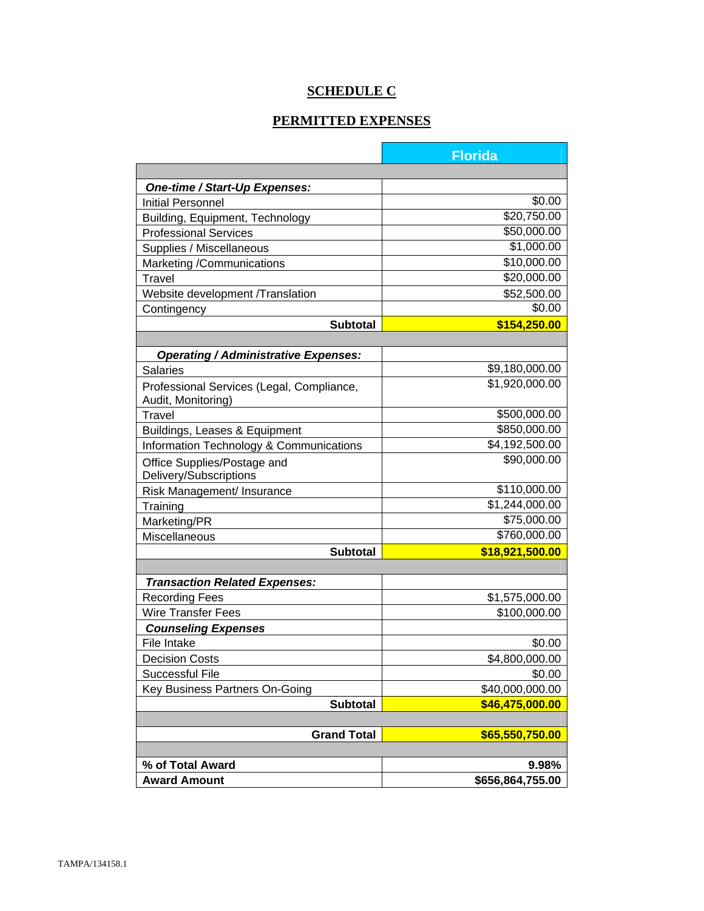## SCHEDULE C

## PERMITTED EXPENSES

| | Florida |
|---|---|
| | |
| ***One-time / Start-Up Expenses:*** | |
| Initial Personnel | $0.00 |
| Building, Equipment, Technology | $20,750.00 |
| Professional Services | $50,000.00 |
| Supplies / Miscellaneous | $1,000.00 |
| Marketing /Communications | $10,000.00 |
| Travel | $20,000.00 |
| Website development /Translation | $52,500.00 |
| Contingency | $0.00 |
| **Subtotal** | **$154,250.00** |
| | |
| ***Operating / Administrative Expenses:*** | |
| Salaries | $9,180,000.00 |
| Professional Services (Legal, Compliance, Audit, Monitoring) | $1,920,000.00 |
| Travel | $500,000.00 |
| Buildings, Leases & Equipment | $850,000.00 |
| Information Technology & Communications | $4,192,500.00 |
| Office Supplies/Postage and Delivery/Subscriptions | $90,000.00 |
| Risk Management/ Insurance | $110,000.00 |
| Training | $1,244,000.00 |
| Marketing/PR | $75,000.00 |
| Miscellaneous | $760,000.00 |
| **Subtotal** | **$18,921,500.00** |
| | |
| ***Transaction Related Expenses:*** | |
| Recording Fees | $1,575,000.00 |
| Wire Transfer Fees | $100,000.00 |
| ***Counseling Expenses*** | |
| File Intake | $0.00 |
| Decision Costs | $4,800,000.00 |
| Successful File | $0.00 |
| Key Business Partners On-Going | $40,000,000.00 |
| **Subtotal** | **$46,475,000.00** |
| | |
| **Grand Total** | **$65,550,750.00** |
| | |
| **% of Total Award** | **9.98%** |
| **Award Amount** | **$656,864,755.00** |

TAMPA/134158.1